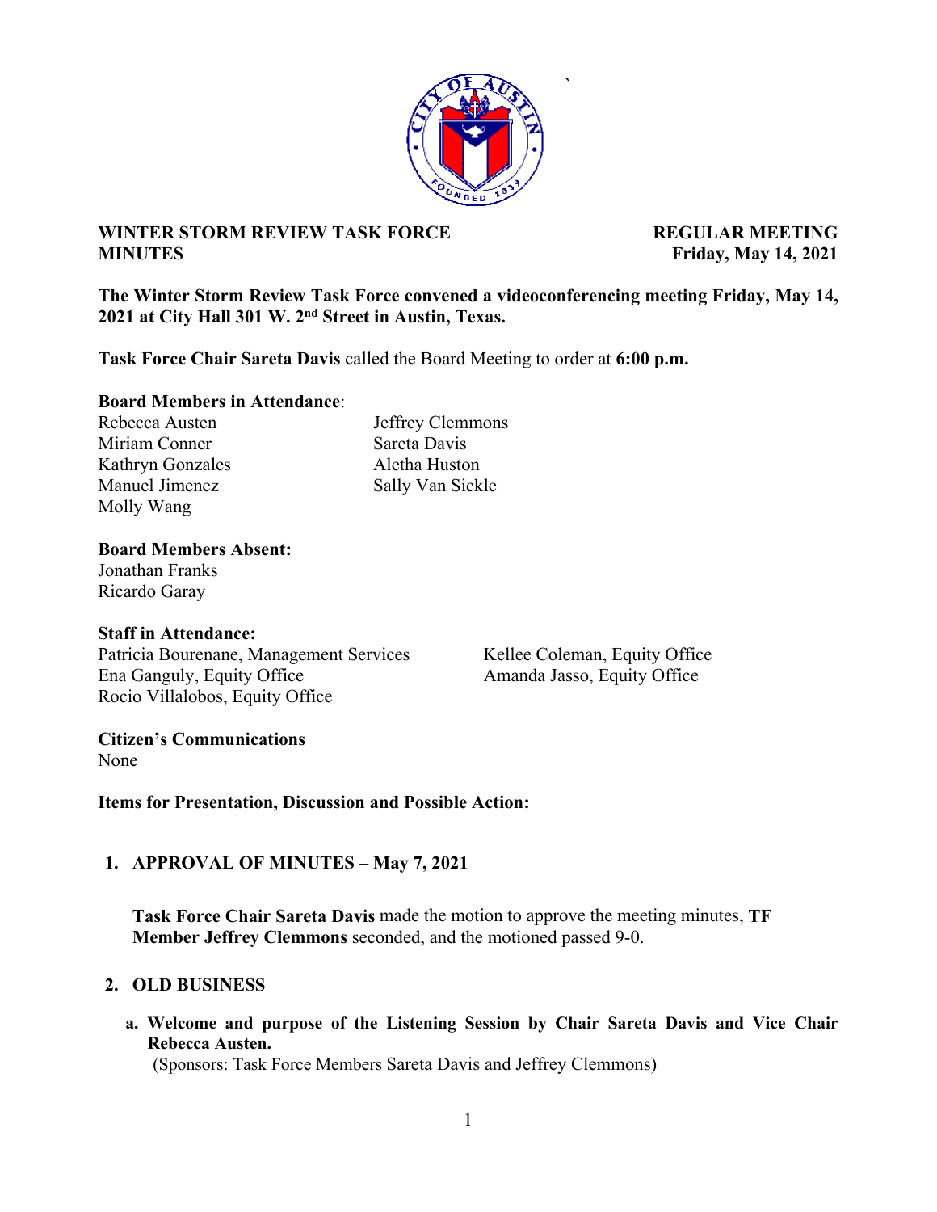**WINTER STORM REVIEW TASK FORCE MINUTES**

**REGULAR MEETING Friday, May 14, 2021**

**The Winter Storm Review Task Force convened a videoconferencing meeting Friday, May 14, 2021 at City Hall 301 W. 2nd Street in Austin, Texas.**

**Task Force Chair Sareta Davis** called the Board Meeting to order at **6:00 p.m.**

**Board Members in Attendance**:

Rebecca Austen
Miriam Conner
Kathryn Gonzales
Manuel Jimenez
Molly Wang
Jeffrey Clemmons
Sareta Davis
Aletha Huston
Sally Van Sickle

**Board Members Absent:**

Jonathan Franks
Ricardo Garay

**Staff in Attendance:**

Patricia Bourenane, Management Services
Ena Ganguly, Equity Office
Rocio Villalobos, Equity Office
Kellee Coleman, Equity Office
Amanda Jasso, Equity Office

**Citizen's Communications**

None

**Items for Presentation, Discussion and Possible Action:**

1. **APPROVAL OF MINUTES – May 7, 2021**

   **Task Force Chair Sareta Davis** made the motion to approve the meeting minutes, **TF Member Jeffrey Clemmons** seconded, and the motioned passed 9-0.

2. **OLD BUSINESS**

   a. **Welcome and purpose of the Listening Session by Chair Sareta Davis and Vice Chair Rebecca Austen.**
   (Sponsors: Task Force Members Sareta Davis and Jeffrey Clemmons)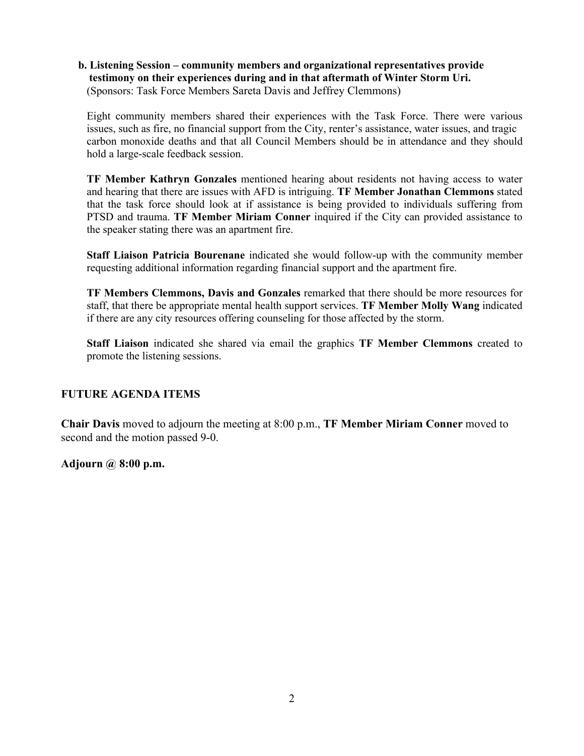**b. Listening Session – community members and organizational representatives provide testimony on their experiences during and in that aftermath of Winter Storm Uri.**
(Sponsors: Task Force Members Sareta Davis and Jeffrey Clemmons)

Eight community members shared their experiences with the Task Force. There were various issues, such as fire, no financial support from the City, renter's assistance, water issues, and tragic carbon monoxide deaths and that all Council Members should be in attendance and they should hold a large-scale feedback session.

**TF Member Kathryn Gonzales** mentioned hearing about residents not having access to water and hearing that there are issues with AFD is intriguing. **TF Member Jonathan Clemmons** stated that the task force should look at if assistance is being provided to individuals suffering from PTSD and trauma. **TF Member Miriam Conner** inquired if the City can provided assistance to the speaker stating there was an apartment fire.

**Staff Liaison Patricia Bourenane** indicated she would follow-up with the community member requesting additional information regarding financial support and the apartment fire.

**TF Members Clemmons, Davis and Gonzales** remarked that there should be more resources for staff, that there be appropriate mental health support services. **TF Member Molly Wang** indicated if there are any city resources offering counseling for those affected by the storm.

**Staff Liaison** indicated she shared via email the graphics **TF Member Clemmons** created to promote the listening sessions.

## FUTURE AGENDA ITEMS

**Chair Davis** moved to adjourn the meeting at 8:00 p.m., **TF Member Miriam Conner** moved to second and the motion passed 9-0.

**Adjourn @ 8:00 p.m.**